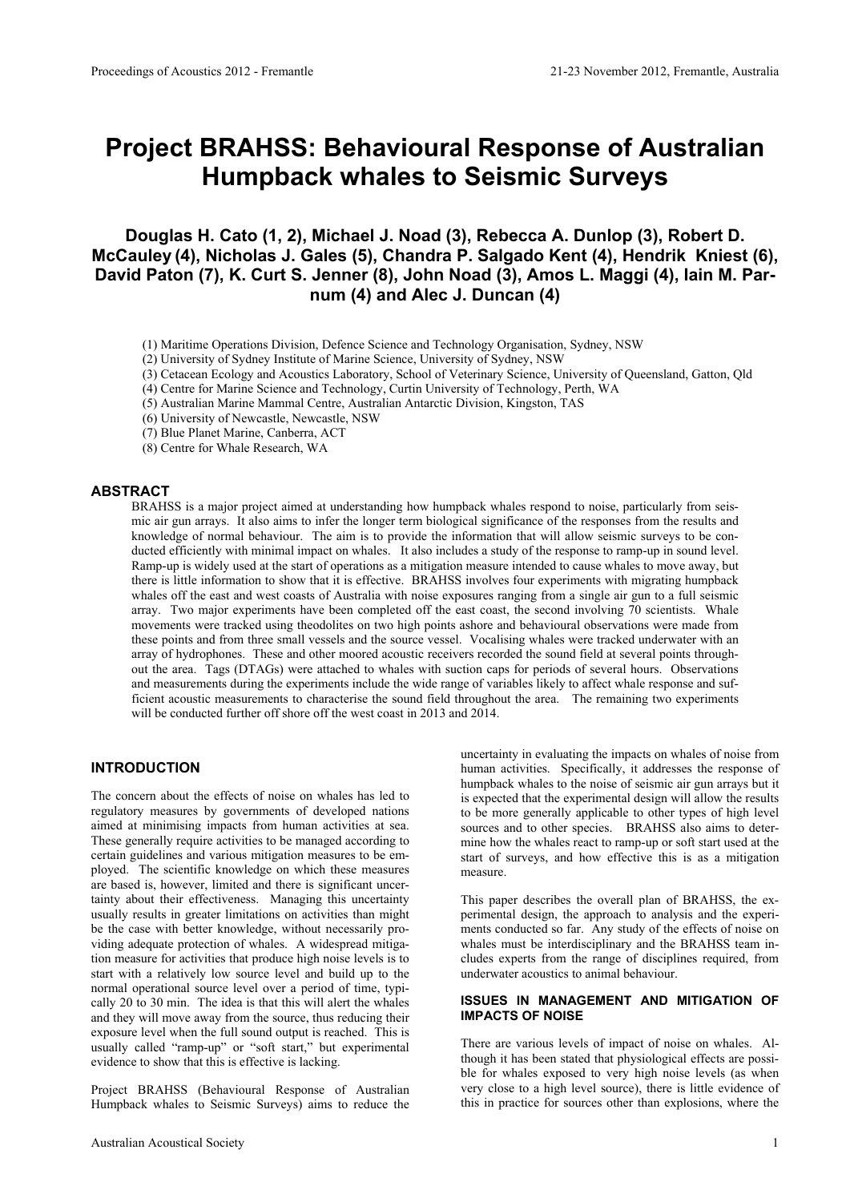# Project BRAHSS: Behavioural Response of Australian Humpback whales to Seismic Surveys

**Douglas H. Cato (1, 2), Michael J. Noad (3), Rebecca A. Dunlop (3), Robert D. McCauley (4), Nicholas J. Gales (5), Chandra P. Salgado Kent (4), Hendrik Kniest (6), David Paton (7), K. Curt S. Jenner (8), John Noad (3), Amos L. Maggi (4), Iain M. Parnum (4) and Alec J. Duncan (4)**

(1) Maritime Operations Division, Defence Science and Technology Organisation, Sydney, NSW
(2) University of Sydney Institute of Marine Science, University of Sydney, NSW
(3) Cetacean Ecology and Acoustics Laboratory, School of Veterinary Science, University of Queensland, Gatton, Qld
(4) Centre for Marine Science and Technology, Curtin University of Technology, Perth, WA
(5) Australian Marine Mammal Centre, Australian Antarctic Division, Kingston, TAS
(6) University of Newcastle, Newcastle, NSW
(7) Blue Planet Marine, Canberra, ACT
(8) Centre for Whale Research, WA

## ABSTRACT

BRAHSS is a major project aimed at understanding how humpback whales respond to noise, particularly from seismic air gun arrays. It also aims to infer the longer term biological significance of the responses from the results and knowledge of normal behaviour. The aim is to provide the information that will allow seismic surveys to be conducted efficiently with minimal impact on whales. It also includes a study of the response to ramp-up in sound level. Ramp-up is widely used at the start of operations as a mitigation measure intended to cause whales to move away, but there is little information to show that it is effective. BRAHSS involves four experiments with migrating humpback whales off the east and west coasts of Australia with noise exposures ranging from a single air gun to a full seismic array. Two major experiments have been completed off the east coast, the second involving 70 scientists. Whale movements were tracked using theodolites on two high points ashore and behavioural observations were made from these points and from three small vessels and the source vessel. Vocalising whales were tracked underwater with an array of hydrophones. These and other moored acoustic receivers recorded the sound field at several points throughout the area. Tags (DTAGs) were attached to whales with suction caps for periods of several hours. Observations and measurements during the experiments include the wide range of variables likely to affect whale response and sufficient acoustic measurements to characterise the sound field throughout the area. The remaining two experiments will be conducted further off shore off the west coast in 2013 and 2014.

## INTRODUCTION

The concern about the effects of noise on whales has led to regulatory measures by governments of developed nations aimed at minimising impacts from human activities at sea. These generally require activities to be managed according to certain guidelines and various mitigation measures to be employed. The scientific knowledge on which these measures are based is, however, limited and there is significant uncertainty about their effectiveness. Managing this uncertainty usually results in greater limitations on activities than might be the case with better knowledge, without necessarily providing adequate protection of whales. A widespread mitigation measure for activities that produce high noise levels is to start with a relatively low source level and build up to the normal operational source level over a period of time, typically 20 to 30 min. The idea is that this will alert the whales and they will move away from the source, thus reducing their exposure level when the full sound output is reached. This is usually called "ramp-up" or "soft start," but experimental evidence to show that this is effective is lacking.

Project BRAHSS (Behavioural Response of Australian Humpback whales to Seismic Surveys) aims to reduce the uncertainty in evaluating the impacts on whales of noise from human activities. Specifically, it addresses the response of humpback whales to the noise of seismic air gun arrays but it is expected that the experimental design will allow the results to be more generally applicable to other types of high level sources and to other species. BRAHSS also aims to determine how the whales react to ramp-up or soft start used at the start of surveys, and how effective this is as a mitigation measure.

This paper describes the overall plan of BRAHSS, the experimental design, the approach to analysis and the experiments conducted so far. Any study of the effects of noise on whales must be interdisciplinary and the BRAHSS team includes experts from the range of disciplines required, from underwater acoustics to animal behaviour.

### ISSUES IN MANAGEMENT AND MITIGATION OF IMPACTS OF NOISE

There are various levels of impact of noise on whales. Although it has been stated that physiological effects are possible for whales exposed to very high noise levels (as when very close to a high level source), there is little evidence of this in practice for sources other than explosions, where the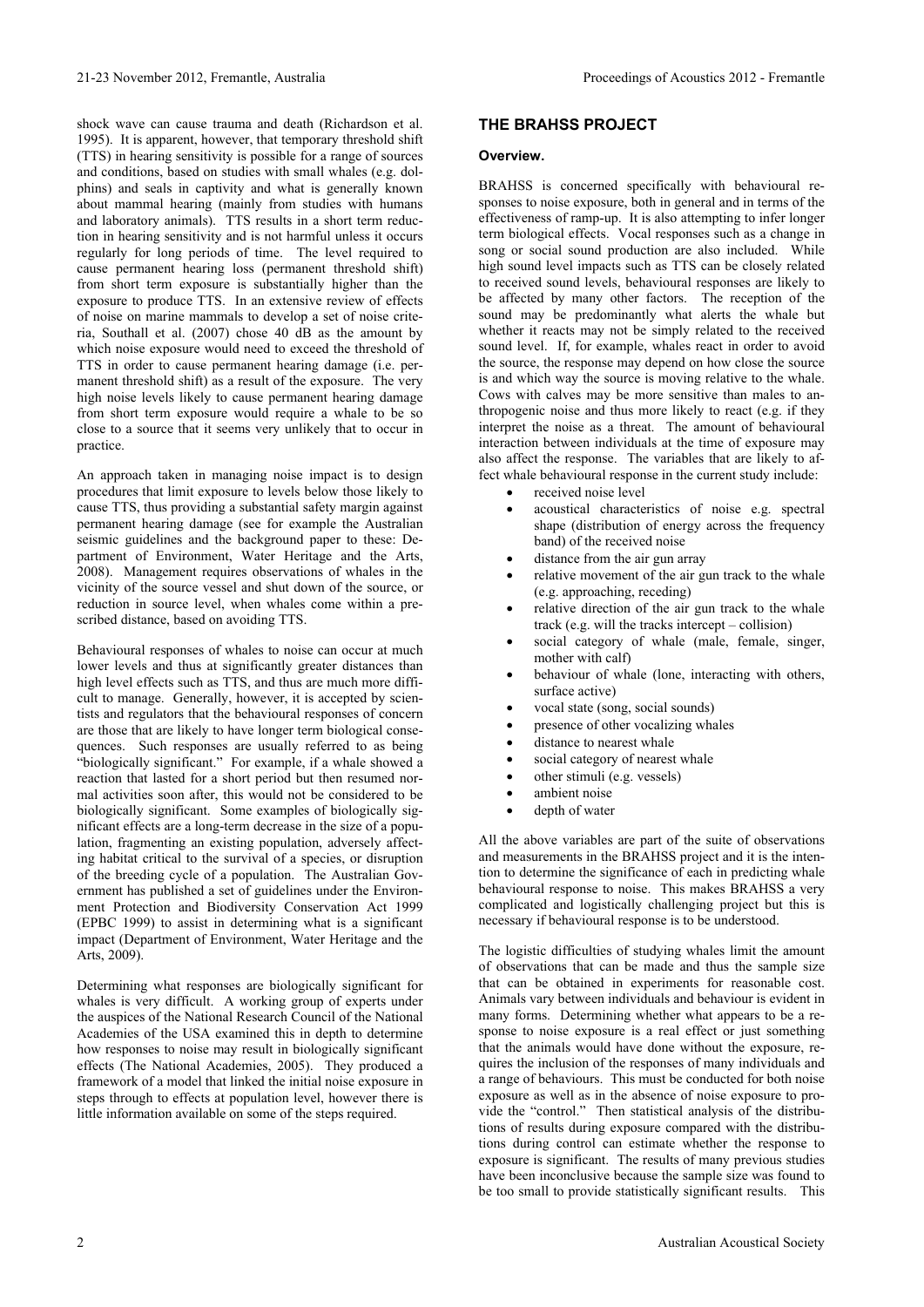shock wave can cause trauma and death (Richardson et al. 1995). It is apparent, however, that temporary threshold shift (TTS) in hearing sensitivity is possible for a range of sources and conditions, based on studies with small whales (e.g. dolphins) and seals in captivity and what is generally known about mammal hearing (mainly from studies with humans and laboratory animals). TTS results in a short term reduction in hearing sensitivity and is not harmful unless it occurs regularly for long periods of time. The level required to cause permanent hearing loss (permanent threshold shift) from short term exposure is substantially higher than the exposure to produce TTS. In an extensive review of effects of noise on marine mammals to develop a set of noise criteria, Southall et al. (2007) chose 40 dB as the amount by which noise exposure would need to exceed the threshold of TTS in order to cause permanent hearing damage (i.e. permanent threshold shift) as a result of the exposure. The very high noise levels likely to cause permanent hearing damage from short term exposure would require a whale to be so close to a source that it seems very unlikely that to occur in practice.

An approach taken in managing noise impact is to design procedures that limit exposure to levels below those likely to cause TTS, thus providing a substantial safety margin against permanent hearing damage (see for example the Australian seismic guidelines and the background paper to these: Department of Environment, Water Heritage and the Arts, 2008). Management requires observations of whales in the vicinity of the source vessel and shut down of the source, or reduction in source level, when whales come within a prescribed distance, based on avoiding TTS.

Behavioural responses of whales to noise can occur at much lower levels and thus at significantly greater distances than high level effects such as TTS, and thus are much more difficult to manage. Generally, however, it is accepted by scientists and regulators that the behavioural responses of concern are those that are likely to have longer term biological consequences. Such responses are usually referred to as being "biologically significant." For example, if a whale showed a reaction that lasted for a short period but then resumed normal activities soon after, this would not be considered to be biologically significant. Some examples of biologically significant effects are a long-term decrease in the size of a population, fragmenting an existing population, adversely affecting habitat critical to the survival of a species, or disruption of the breeding cycle of a population. The Australian Government has published a set of guidelines under the Environment Protection and Biodiversity Conservation Act 1999 (EPBC 1999) to assist in determining what is a significant impact (Department of Environment, Water Heritage and the Arts, 2009).

Determining what responses are biologically significant for whales is very difficult. A working group of experts under the auspices of the National Research Council of the National Academies of the USA examined this in depth to determine how responses to noise may result in biologically significant effects (The National Academies, 2005). They produced a framework of a model that linked the initial noise exposure in steps through to effects at population level, however there is little information available on some of the steps required.

## THE BRAHSS PROJECT

### Overview.

BRAHSS is concerned specifically with behavioural responses to noise exposure, both in general and in terms of the effectiveness of ramp-up. It is also attempting to infer longer term biological effects. Vocal responses such as a change in song or social sound production are also included. While high sound level impacts such as TTS can be closely related to received sound levels, behavioural responses are likely to be affected by many other factors. The reception of the sound may be predominantly what alerts the whale but whether it reacts may not be simply related to the received sound level. If, for example, whales react in order to avoid the source, the response may depend on how close the source is and which way the source is moving relative to the whale. Cows with calves may be more sensitive than males to anthropogenic noise and thus more likely to react (e.g. if they interpret the noise as a threat. The amount of behavioural interaction between individuals at the time of exposure may also affect the response. The variables that are likely to affect whale behavioural response in the current study include:

- received noise level
- acoustical characteristics of noise e.g. spectral shape (distribution of energy across the frequency band) of the received noise
- distance from the air gun array
- relative movement of the air gun track to the whale (e.g. approaching, receding)
- relative direction of the air gun track to the whale track (e.g. will the tracks intercept – collision)
- social category of whale (male, female, singer, mother with calf)
- behaviour of whale (lone, interacting with others, surface active)
- vocal state (song, social sounds)
- presence of other vocalizing whales
- distance to nearest whale
- social category of nearest whale
- other stimuli (e.g. vessels)
- ambient noise
- depth of water

All the above variables are part of the suite of observations and measurements in the BRAHSS project and it is the intention to determine the significance of each in predicting whale behavioural response to noise. This makes BRAHSS a very complicated and logistically challenging project but this is necessary if behavioural response is to be understood.

The logistic difficulties of studying whales limit the amount of observations that can be made and thus the sample size that can be obtained in experiments for reasonable cost. Animals vary between individuals and behaviour is evident in many forms. Determining whether what appears to be a response to noise exposure is a real effect or just something that the animals would have done without the exposure, requires the inclusion of the responses of many individuals and a range of behaviours. This must be conducted for both noise exposure as well as in the absence of noise exposure to provide the "control." Then statistical analysis of the distributions of results during exposure compared with the distributions during control can estimate whether the response to exposure is significant. The results of many previous studies have been inconclusive because the sample size was found to be too small to provide statistically significant results. This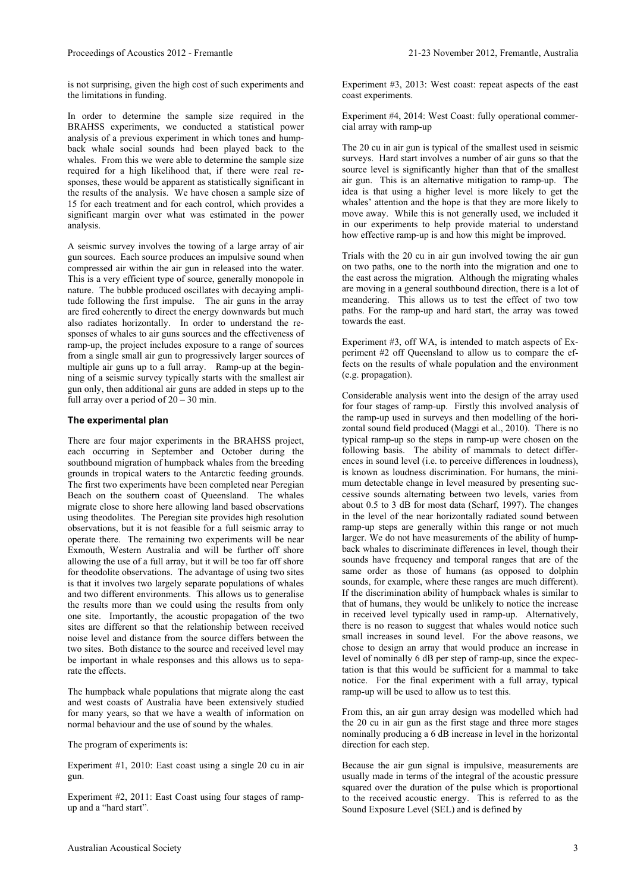is not surprising, given the high cost of such experiments and the limitations in funding.

In order to determine the sample size required in the BRAHSS experiments, we conducted a statistical power analysis of a previous experiment in which tones and humpback whale social sounds had been played back to the whales. From this we were able to determine the sample size required for a high likelihood that, if there were real responses, these would be apparent as statistically significant in the results of the analysis. We have chosen a sample size of 15 for each treatment and for each control, which provides a significant margin over what was estimated in the power analysis.

A seismic survey involves the towing of a large array of air gun sources. Each source produces an impulsive sound when compressed air within the air gun in released into the water. This is a very efficient type of source, generally monopole in nature. The bubble produced oscillates with decaying amplitude following the first impulse. The air guns in the array are fired coherently to direct the energy downwards but much also radiates horizontally. In order to understand the responses of whales to air guns sources and the effectiveness of ramp-up, the project includes exposure to a range of sources from a single small air gun to progressively larger sources of multiple air guns up to a full array. Ramp-up at the beginning of a seismic survey typically starts with the smallest air gun only, then additional air guns are added in steps up to the full array over a period of 20 – 30 min.

### The experimental plan

There are four major experiments in the BRAHSS project, each occurring in September and October during the southbound migration of humpback whales from the breeding grounds in tropical waters to the Antarctic feeding grounds. The first two experiments have been completed near Peregian Beach on the southern coast of Queensland. The whales migrate close to shore here allowing land based observations using theodolites. The Peregian site provides high resolution observations, but it is not feasible for a full seismic array to operate there. The remaining two experiments will be near Exmouth, Western Australia and will be further off shore allowing the use of a full array, but it will be too far off shore for theodolite observations. The advantage of using two sites is that it involves two largely separate populations of whales and two different environments. This allows us to generalise the results more than we could using the results from only one site. Importantly, the acoustic propagation of the two sites are different so that the relationship between received noise level and distance from the source differs between the two sites. Both distance to the source and received level may be important in whale responses and this allows us to separate the effects.

The humpback whale populations that migrate along the east and west coasts of Australia have been extensively studied for many years, so that we have a wealth of information on normal behaviour and the use of sound by the whales.

The program of experiments is:

Experiment #1, 2010: East coast using a single 20 cu in air gun.

Experiment #2, 2011: East Coast using four stages of ramp-up and a "hard start".

Experiment #3, 2013: West coast: repeat aspects of the east coast experiments.

Experiment #4, 2014: West Coast: fully operational commercial array with ramp-up

The 20 cu in air gun is typical of the smallest used in seismic surveys. Hard start involves a number of air guns so that the source level is significantly higher than that of the smallest air gun. This is an alternative mitigation to ramp-up. The idea is that using a higher level is more likely to get the whales' attention and the hope is that they are more likely to move away. While this is not generally used, we included it in our experiments to help provide material to understand how effective ramp-up is and how this might be improved.

Trials with the 20 cu in air gun involved towing the air gun on two paths, one to the north into the migration and one to the east across the migration. Although the migrating whales are moving in a general southbound direction, there is a lot of meandering. This allows us to test the effect of two tow paths. For the ramp-up and hard start, the array was towed towards the east.

Experiment #3, off WA, is intended to match aspects of Experiment #2 off Queensland to allow us to compare the effects on the results of whale population and the environment (e.g. propagation).

Considerable analysis went into the design of the array used for four stages of ramp-up. Firstly this involved analysis of the ramp-up used in surveys and then modelling of the horizontal sound field produced (Maggi et al., 2010). There is no typical ramp-up so the steps in ramp-up were chosen on the following basis. The ability of mammals to detect differences in sound level (i.e. to perceive differences in loudness), is known as loudness discrimination. For humans, the minimum detectable change in level measured by presenting successive sounds alternating between two levels, varies from about 0.5 to 3 dB for most data (Scharf, 1997). The changes in the level of the near horizontally radiated sound between ramp-up steps are generally within this range or not much larger. We do not have measurements of the ability of humpback whales to discriminate differences in level, though their sounds have frequency and temporal ranges that are of the same order as those of humans (as opposed to dolphin sounds, for example, where these ranges are much different). If the discrimination ability of humpback whales is similar to that of humans, they would be unlikely to notice the increase in received level typically used in ramp-up. Alternatively, there is no reason to suggest that whales would notice such small increases in sound level. For the above reasons, we chose to design an array that would produce an increase in level of nominally 6 dB per step of ramp-up, since the expectation is that this would be sufficient for a mammal to take notice. For the final experiment with a full array, typical ramp-up will be used to allow us to test this.

From this, an air gun array design was modelled which had the 20 cu in air gun as the first stage and three more stages nominally producing a 6 dB increase in level in the horizontal direction for each step.

Because the air gun signal is impulsive, measurements are usually made in terms of the integral of the acoustic pressure squared over the duration of the pulse which is proportional to the received acoustic energy. This is referred to as the Sound Exposure Level (SEL) and is defined by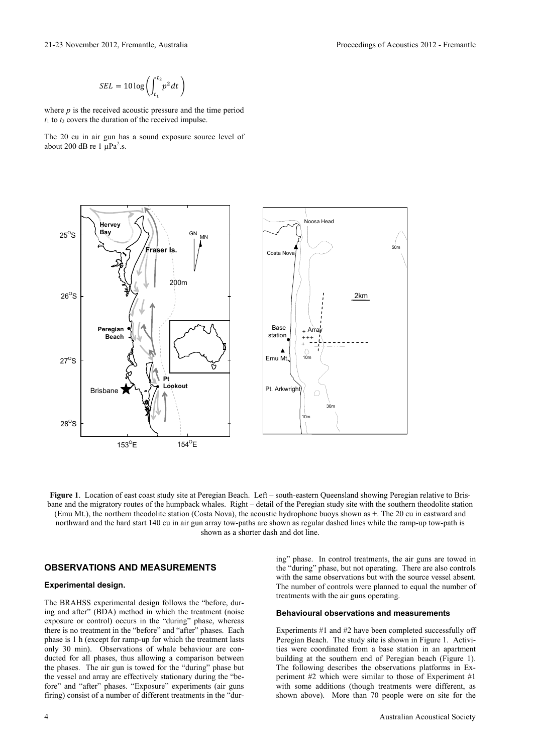$$SEL = 10\log\left(\int_{t_1}^{t_2} p^2 dt\right)$$

where $p$ is the received acoustic pressure and the time period $t_1$ to $t_2$ covers the duration of the received impulse.

The 20 cu in air gun has a sound exposure source level of about 200 dB re 1 $\mu Pa^2.s$.

**Figure 1**. Location of east coast study site at Peregian Beach. Left – south-eastern Queensland showing Peregian relative to Brisbane and the migratory routes of the humpback whales. Right – detail of the Peregian study site with the southern theodolite station (Emu Mt.), the northern theodolite station (Costa Nova), the acoustic hydrophone buoys shown as +. The 20 cu in eastward and northward and the hard start 140 cu in air gun array tow-paths are shown as regular dashed lines while the ramp-up tow-path is shown as a shorter dash and dot line.

## OBSERVATIONS AND MEASUREMENTS

### Experimental design.

The BRAHSS experimental design follows the "before, during and after" (BDA) method in which the treatment (noise exposure or control) occurs in the "during" phase, whereas there is no treatment in the "before" and "after" phases. Each phase is 1 h (except for ramp-up for which the treatment lasts only 30 min). Observations of whale behaviour are conducted for all phases, thus allowing a comparison between the phases. The air gun is towed for the "during" phase but the vessel and array are effectively stationary during the "before" and "after" phases. "Exposure" experiments (air guns firing) consist of a number of different treatments in the "during" phase. In control treatments, the air guns are towed in the "during" phase, but not operating. There are also controls with the same observations but with the source vessel absent. The number of controls were planned to equal the number of treatments with the air guns operating.

### Behavioural observations and measurements

Experiments #1 and #2 have been completed successfully off Peregian Beach. The study site is shown in Figure 1. Activities were coordinated from a base station in an apartment building at the southern end of Peregian beach (Figure 1). The following describes the observations platforms in Experiment #2 which were similar to those of Experiment #1 with some additions (though treatments were different, as shown above). More than 70 people were on site for the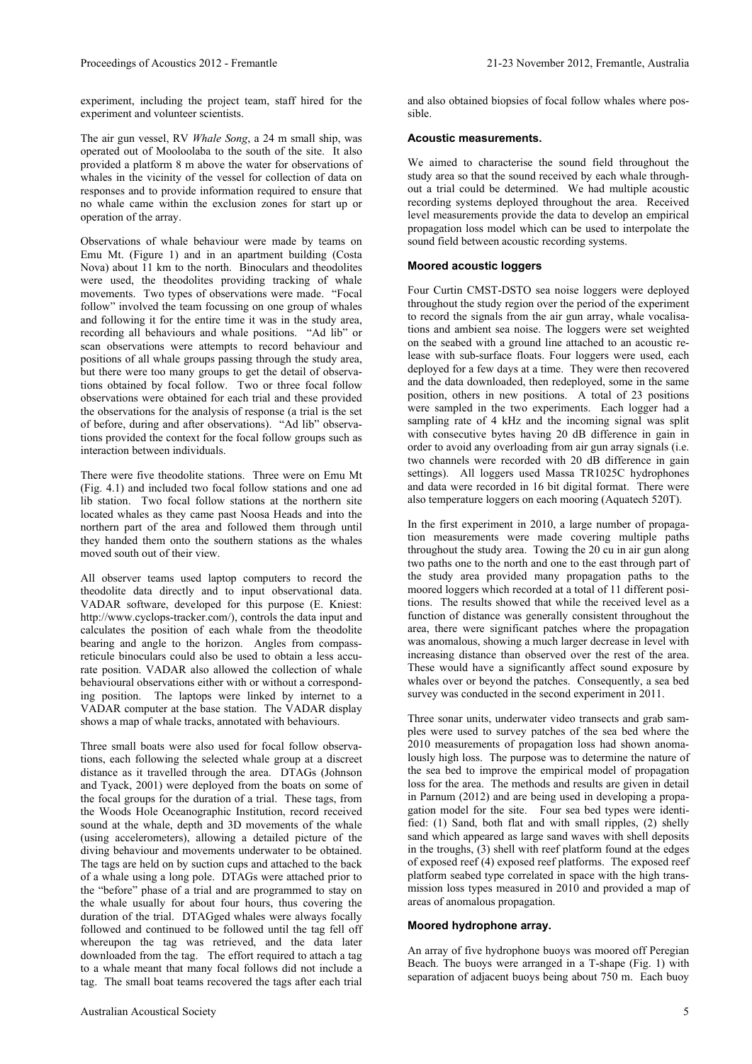experiment, including the project team, staff hired for the experiment and volunteer scientists.

The air gun vessel, RV *Whale Song*, a 24 m small ship, was operated out of Mooloolaba to the south of the site. It also provided a platform 8 m above the water for observations of whales in the vicinity of the vessel for collection of data on responses and to provide information required to ensure that no whale came within the exclusion zones for start up or operation of the array.

Observations of whale behaviour were made by teams on Emu Mt. (Figure 1) and in an apartment building (Costa Nova) about 11 km to the north. Binoculars and theodolites were used, the theodolites providing tracking of whale movements. Two types of observations were made. "Focal follow" involved the team focussing on one group of whales and following it for the entire time it was in the study area, recording all behaviours and whale positions. "Ad lib" or scan observations were attempts to record behaviour and positions of all whale groups passing through the study area, but there were too many groups to get the detail of observations obtained by focal follow. Two or three focal follow observations were obtained for each trial and these provided the observations for the analysis of response (a trial is the set of before, during and after observations). "Ad lib" observations provided the context for the focal follow groups such as interaction between individuals.

There were five theodolite stations. Three were on Emu Mt (Fig. 4.1) and included two focal follow stations and one ad lib station. Two focal follow stations at the northern site located whales as they came past Noosa Heads and into the northern part of the area and followed them through until they handed them onto the southern stations as the whales moved south out of their view.

All observer teams used laptop computers to record the theodolite data directly and to input observational data. VADAR software, developed for this purpose (E. Kniest: http://www.cyclops-tracker.com/), controls the data input and calculates the position of each whale from the theodolite bearing and angle to the horizon. Angles from compass-reticule binoculars could also be used to obtain a less accurate position. VADAR also allowed the collection of whale behavioural observations either with or without a corresponding position. The laptops were linked by internet to a VADAR computer at the base station. The VADAR display shows a map of whale tracks, annotated with behaviours.

Three small boats were also used for focal follow observations, each following the selected whale group at a discreet distance as it travelled through the area. DTAGs (Johnson and Tyack, 2001) were deployed from the boats on some of the focal groups for the duration of a trial. These tags, from the Woods Hole Oceanographic Institution, record received sound at the whale, depth and 3D movements of the whale (using accelerometers), allowing a detailed picture of the diving behaviour and movements underwater to be obtained. The tags are held on by suction cups and attached to the back of a whale using a long pole. DTAGs were attached prior to the "before" phase of a trial and are programmed to stay on the whale usually for about four hours, thus covering the duration of the trial. DTAGged whales were always focally followed and continued to be followed until the tag fell off whereupon the tag was retrieved, and the data later downloaded from the tag. The effort required to attach a tag to a whale meant that many focal follows did not include a tag. The small boat teams recovered the tags after each trial and also obtained biopsies of focal follow whales where possible.

#### Acoustic measurements.

We aimed to characterise the sound field throughout the study area so that the sound received by each whale throughout a trial could be determined. We had multiple acoustic recording systems deployed throughout the area. Received level measurements provide the data to develop an empirical propagation loss model which can be used to interpolate the sound field between acoustic recording systems.

#### Moored acoustic loggers

Four Curtin CMST-DSTO sea noise loggers were deployed throughout the study region over the period of the experiment to record the signals from the air gun array, whale vocalisations and ambient sea noise. The loggers were set weighted on the seabed with a ground line attached to an acoustic release with sub-surface floats. Four loggers were used, each deployed for a few days at a time. They were then recovered and the data downloaded, then redeployed, some in the same position, others in new positions. A total of 23 positions were sampled in the two experiments. Each logger had a sampling rate of 4 kHz and the incoming signal was split with consecutive bytes having 20 dB difference in gain in order to avoid any overloading from air gun array signals (i.e. two channels were recorded with 20 dB difference in gain settings). All loggers used Massa TR1025C hydrophones and data were recorded in 16 bit digital format. There were also temperature loggers on each mooring (Aquatech 520T).

In the first experiment in 2010, a large number of propagation measurements were made covering multiple paths throughout the study area. Towing the 20 cu in air gun along two paths one to the north and one to the east through part of the study area provided many propagation paths to the moored loggers which recorded at a total of 11 different positions. The results showed that while the received level as a function of distance was generally consistent throughout the area, there were significant patches where the propagation was anomalous, showing a much larger decrease in level with increasing distance than observed over the rest of the area. These would have a significantly affect sound exposure by whales over or beyond the patches. Consequently, a sea bed survey was conducted in the second experiment in 2011.

Three sonar units, underwater video transects and grab samples were used to survey patches of the sea bed where the 2010 measurements of propagation loss had shown anomalously high loss. The purpose was to determine the nature of the sea bed to improve the empirical model of propagation loss for the area. The methods and results are given in detail in Parnum (2012) and are being used in developing a propagation model for the site. Four sea bed types were identified: (1) Sand, both flat and with small ripples, (2) shelly sand which appeared as large sand waves with shell deposits in the troughs, (3) shell with reef platform found at the edges of exposed reef (4) exposed reef platforms. The exposed reef platform seabed type correlated in space with the high transmission loss types measured in 2010 and provided a map of areas of anomalous propagation.

#### Moored hydrophone array.

An array of five hydrophone buoys was moored off Peregian Beach. The buoys were arranged in a T-shape (Fig. 1) with separation of adjacent buoys being about 750 m. Each buoy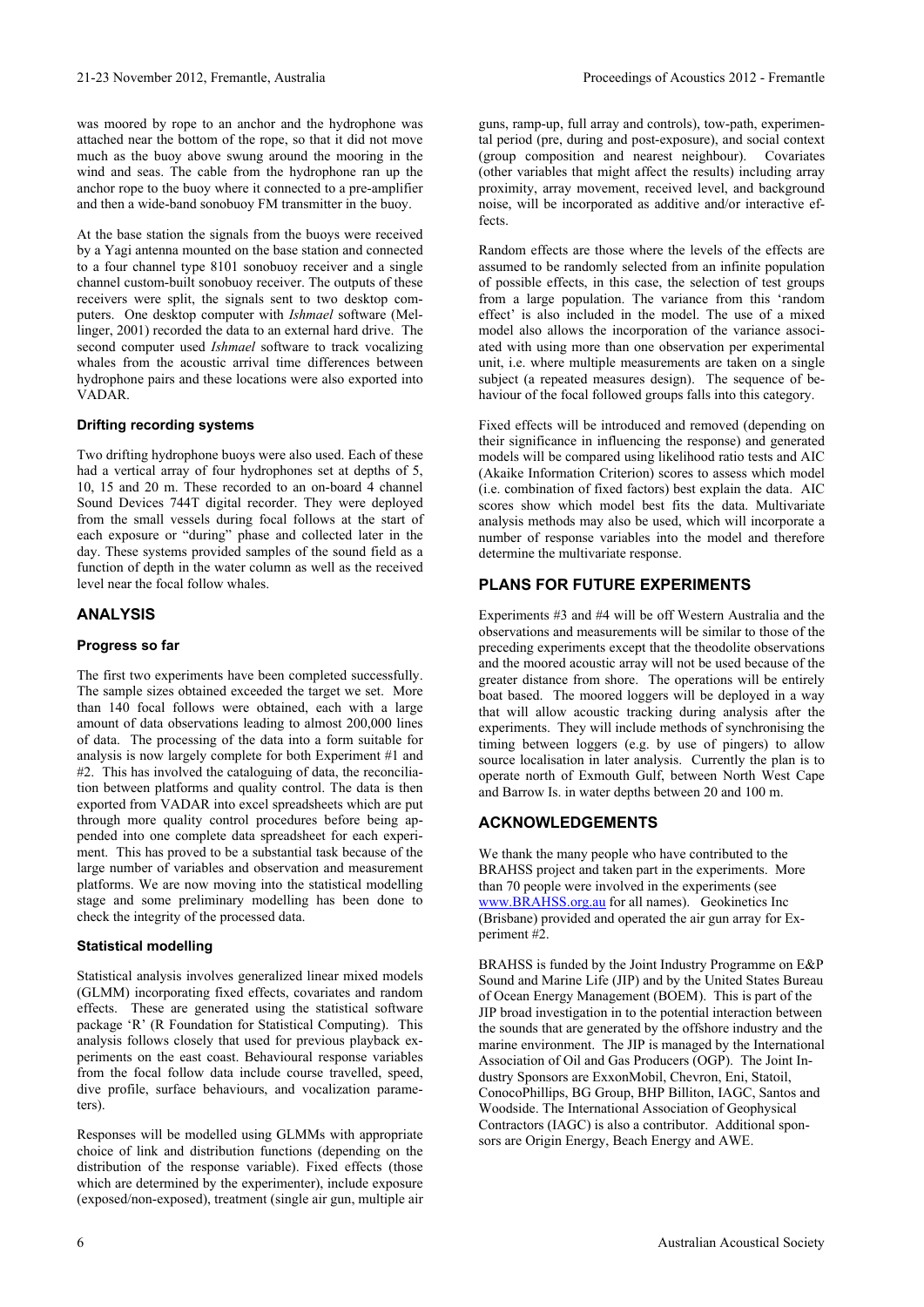was moored by rope to an anchor and the hydrophone was attached near the bottom of the rope, so that it did not move much as the buoy above swung around the mooring in the wind and seas. The cable from the hydrophone ran up the anchor rope to the buoy where it connected to a pre-amplifier and then a wide-band sonobuoy FM transmitter in the buoy.

At the base station the signals from the buoys were received by a Yagi antenna mounted on the base station and connected to a four channel type 8101 sonobuoy receiver and a single channel custom-built sonobuoy receiver. The outputs of these receivers were split, the signals sent to two desktop computers. One desktop computer with *Ishmael* software (Mellinger, 2001) recorded the data to an external hard drive. The second computer used *Ishmael* software to track vocalizing whales from the acoustic arrival time differences between hydrophone pairs and these locations were also exported into VADAR.

### Drifting recording systems

Two drifting hydrophone buoys were also used. Each of these had a vertical array of four hydrophones set at depths of 5, 10, 15 and 20 m. These recorded to an on-board 4 channel Sound Devices 744T digital recorder. They were deployed from the small vessels during focal follows at the start of each exposure or "during" phase and collected later in the day. These systems provided samples of the sound field as a function of depth in the water column as well as the received level near the focal follow whales.

## ANALYSIS

### Progress so far

The first two experiments have been completed successfully. The sample sizes obtained exceeded the target we set. More than 140 focal follows were obtained, each with a large amount of data observations leading to almost 200,000 lines of data. The processing of the data into a form suitable for analysis is now largely complete for both Experiment #1 and #2. This has involved the cataloguing of data, the reconciliation between platforms and quality control. The data is then exported from VADAR into excel spreadsheets which are put through more quality control procedures before being appended into one complete data spreadsheet for each experiment. This has proved to be a substantial task because of the large number of variables and observation and measurement platforms. We are now moving into the statistical modelling stage and some preliminary modelling has been done to check the integrity of the processed data.

### Statistical modelling

Statistical analysis involves generalized linear mixed models (GLMM) incorporating fixed effects, covariates and random effects. These are generated using the statistical software package 'R' (R Foundation for Statistical Computing). This analysis follows closely that used for previous playback experiments on the east coast. Behavioural response variables from the focal follow data include course travelled, speed, dive profile, surface behaviours, and vocalization parameters).

Responses will be modelled using GLMMs with appropriate choice of link and distribution functions (depending on the distribution of the response variable). Fixed effects (those which are determined by the experimenter), include exposure (exposed/non-exposed), treatment (single air gun, multiple air guns, ramp-up, full array and controls), tow-path, experimental period (pre, during and post-exposure), and social context (group composition and nearest neighbour). Covariates (other variables that might affect the results) including array proximity, array movement, received level, and background noise, will be incorporated as additive and/or interactive effects.

Random effects are those where the levels of the effects are assumed to be randomly selected from an infinite population of possible effects, in this case, the selection of test groups from a large population. The variance from this 'random effect' is also included in the model. The use of a mixed model also allows the incorporation of the variance associated with using more than one observation per experimental unit, i.e. where multiple measurements are taken on a single subject (a repeated measures design). The sequence of behaviour of the focal followed groups falls into this category.

Fixed effects will be introduced and removed (depending on their significance in influencing the response) and generated models will be compared using likelihood ratio tests and AIC (Akaike Information Criterion) scores to assess which model (i.e. combination of fixed factors) best explain the data. AIC scores show which model best fits the data. Multivariate analysis methods may also be used, which will incorporate a number of response variables into the model and therefore determine the multivariate response.

## PLANS FOR FUTURE EXPERIMENTS

Experiments #3 and #4 will be off Western Australia and the observations and measurements will be similar to those of the preceding experiments except that the theodolite observations and the moored acoustic array will not be used because of the greater distance from shore. The operations will be entirely boat based. The moored loggers will be deployed in a way that will allow acoustic tracking during analysis after the experiments. They will include methods of synchronising the timing between loggers (e.g. by use of pingers) to allow source localisation in later analysis. Currently the plan is to operate north of Exmouth Gulf, between North West Cape and Barrow Is. in water depths between 20 and 100 m.

## ACKNOWLEDGEMENTS

We thank the many people who have contributed to the BRAHSS project and taken part in the experiments. More than 70 people were involved in the experiments (see www.BRAHSS.org.au for all names). Geokinetics Inc (Brisbane) provided and operated the air gun array for Experiment #2.

BRAHSS is funded by the Joint Industry Programme on E&P Sound and Marine Life (JIP) and by the United States Bureau of Ocean Energy Management (BOEM). This is part of the JIP broad investigation in to the potential interaction between the sounds that are generated by the offshore industry and the marine environment. The JIP is managed by the International Association of Oil and Gas Producers (OGP). The Joint Industry Sponsors are ExxonMobil, Chevron, Eni, Statoil, ConocoPhillips, BG Group, BHP Billiton, IAGC, Santos and Woodside. The International Association of Geophysical Contractors (IAGC) is also a contributor. Additional sponsors are Origin Energy, Beach Energy and AWE.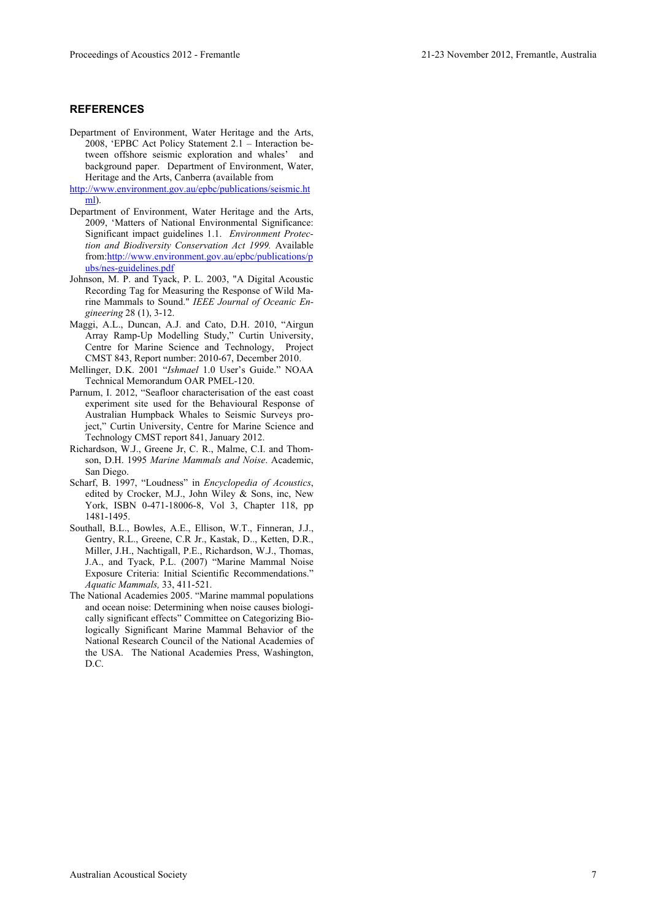## REFERENCES

Department of Environment, Water Heritage and the Arts, 2008, 'EPBC Act Policy Statement 2.1 – Interaction between offshore seismic exploration and whales' and background paper. Department of Environment, Water, Heritage and the Arts, Canberra (available from http://www.environment.gov.au/epbc/publications/seismic.html).

Department of Environment, Water Heritage and the Arts, 2009, 'Matters of National Environmental Significance: Significant impact guidelines 1.1. *Environment Protection and Biodiversity Conservation Act 1999.* Available from:http://www.environment.gov.au/epbc/publications/pubs/nes-guidelines.pdf

Johnson, M. P. and Tyack, P. L. 2003, "A Digital Acoustic Recording Tag for Measuring the Response of Wild Marine Mammals to Sound." *IEEE Journal of Oceanic Engineering* 28 (1), 3-12.

Maggi, A.L., Duncan, A.J. and Cato, D.H. 2010, "Airgun Array Ramp-Up Modelling Study," Curtin University, Centre for Marine Science and Technology, Project CMST 843, Report number: 2010-67, December 2010.

Mellinger, D.K. 2001 "*Ishmael* 1.0 User's Guide." NOAA Technical Memorandum OAR PMEL-120.

Parnum, I. 2012, "Seafloor characterisation of the east coast experiment site used for the Behavioural Response of Australian Humpback Whales to Seismic Surveys project," Curtin University, Centre for Marine Science and Technology CMST report 841, January 2012.

Richardson, W.J., Greene Jr, C. R., Malme, C.I. and Thomson, D.H. 1995 *Marine Mammals and Noise*. Academic, San Diego.

Scharf, B. 1997, "Loudness" in *Encyclopedia of Acoustics*, edited by Crocker, M.J., John Wiley & Sons, inc, New York, ISBN 0-471-18006-8, Vol 3, Chapter 118, pp 1481-1495.

Southall, B.L., Bowles, A.E., Ellison, W.T., Finneran, J.J., Gentry, R.L., Greene, C.R Jr., Kastak, D.., Ketten, D.R., Miller, J.H., Nachtigall, P.E., Richardson, W.J., Thomas, J.A., and Tyack, P.L. (2007) "Marine Mammal Noise Exposure Criteria: Initial Scientific Recommendations." *Aquatic Mammals,* 33, 411-521.

The National Academies 2005. "Marine mammal populations and ocean noise: Determining when noise causes biologically significant effects" Committee on Categorizing Biologically Significant Marine Mammal Behavior of the National Research Council of the National Academies of the USA. The National Academies Press, Washington, D.C.